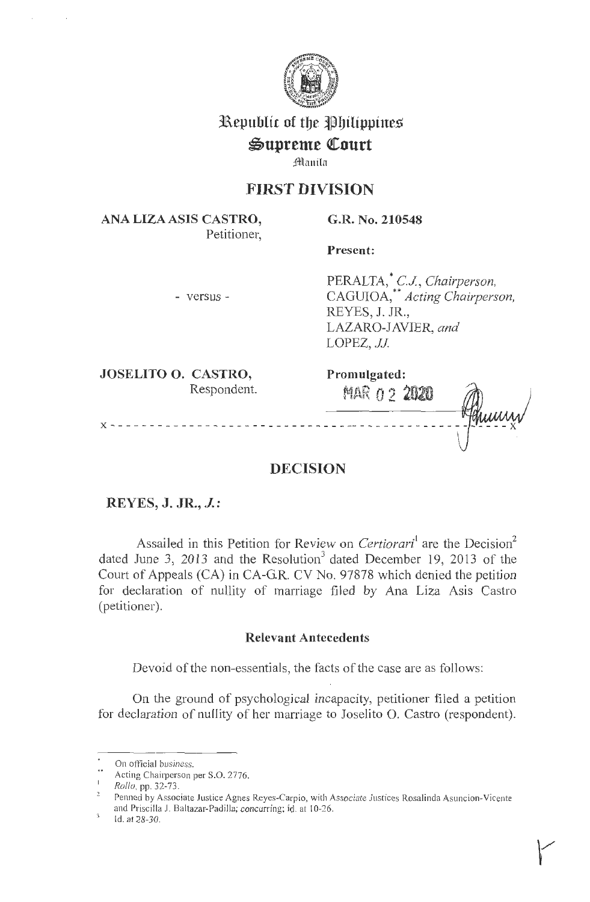Republic of the Philippines
**Supreme Court**
Manila

## FIRST DIVISION

**ANA LIZA ASIS CASTRO,**
Petitioner,

- versus -

**JOSELITO O. CASTRO,**
Respondent.

**G.R. No. 210548**

**Present:**

PERALTA,* *C.J., Chairperson,*
CAGUIOA,** *Acting Chairperson,*
REYES, J. JR.,
LAZARO-JAVIER, *and*
LOPEZ, *JJ.*

**Promulgated:**
MAR 02 2020

x - - - - - - - - - - - - - - - - - - - - - - - - - - - - - - - - - - - - - - - - - - - - - x

## DECISION

**REYES, J. JR., *J.*:**

Assailed in this Petition for Review on *Certiorari*[1] are the Decision[2] dated June 3, 2013 and the Resolution[3] dated December 19, 2013 of the Court of Appeals (CA) in CA-G.R. CV No. 97878 which denied the petition for declaration of nullity of marriage filed by Ana Liza Asis Castro (petitioner).

### Relevant Antecedents

Devoid of the non-essentials, the facts of the case are as follows:

On the ground of psychological incapacity, petitioner filed a petition for declaration of nullity of her marriage to Joselito O. Castro (respondent).

---

\* On official business.

\*\* Acting Chairperson per S.O. 2776.

[1] *Rollo*, pp. 32-73.

[2] Penned by Associate Justice Agnes Reyes-Carpio, with Associate Justices Rosalinda Asuncion-Vicente and Priscilla J. Baltazar-Padilla; concurring; id. at 10-26.

[3] Id. at 28-30.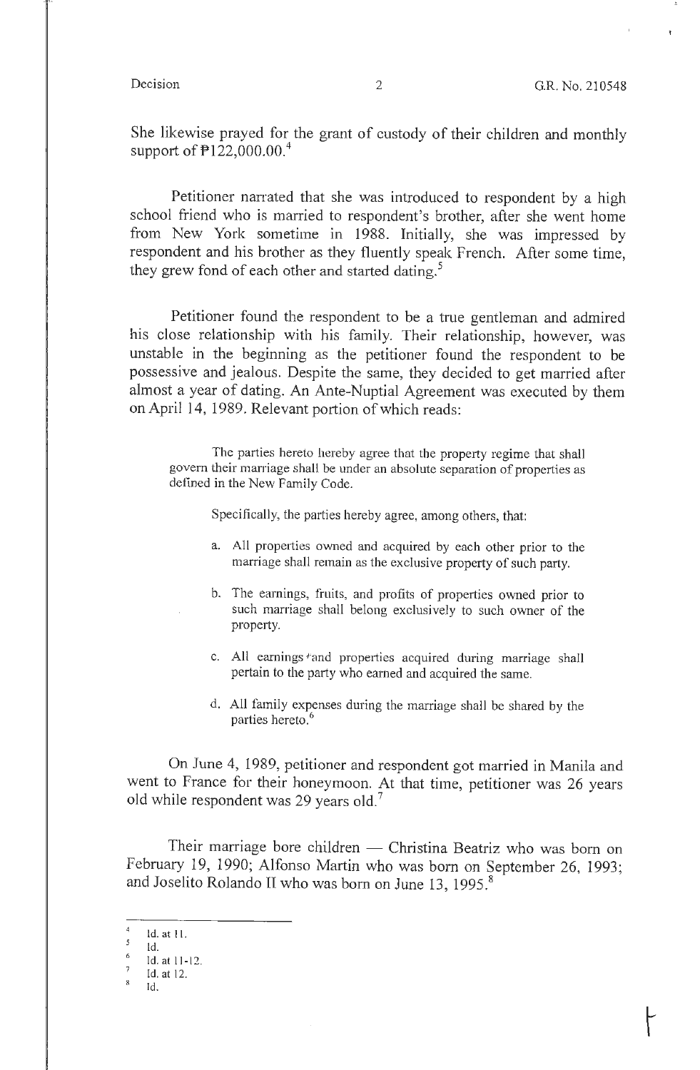She likewise prayed for the grant of custody of their children and monthly support of ₱122,000.00.[4]

Petitioner narrated that she was introduced to respondent by a high school friend who is married to respondent's brother, after she went home from New York sometime in 1988. Initially, she was impressed by respondent and his brother as they fluently speak French. After some time, they grew fond of each other and started dating.[5]

Petitioner found the respondent to be a true gentleman and admired his close relationship with his family. Their relationship, however, was unstable in the beginning as the petitioner found the respondent to be possessive and jealous. Despite the same, they decided to get married after almost a year of dating. An Ante-Nuptial Agreement was executed by them on April 14, 1989. Relevant portion of which reads:

> The parties hereto hereby agree that the property regime that shall govern their marriage shall be under an absolute separation of properties as defined in the New Family Code.
>
> Specifically, the parties hereby agree, among others, that:
>
> a. All properties owned and acquired by each other prior to the marriage shall remain as the exclusive property of such party.
>
> b. The earnings, fruits, and profits of properties owned prior to such marriage shall belong exclusively to such owner of the property.
>
> c. All earnings and properties acquired during marriage shall pertain to the party who earned and acquired the same.
>
> d. All family expenses during the marriage shall be shared by the parties hereto.[6]

On June 4, 1989, petitioner and respondent got married in Manila and went to France for their honeymoon. At that time, petitioner was 26 years old while respondent was 29 years old.[7]

Their marriage bore children — Christina Beatriz who was born on February 19, 1990; Alfonso Martin who was born on September 26, 1993; and Joselito Rolando II who was born on June 13, 1995.[8]

---

[4] Id. at 11.

[5] Id.

[6] Id. at 11-12.

[7] Id. at 12.

[8] Id.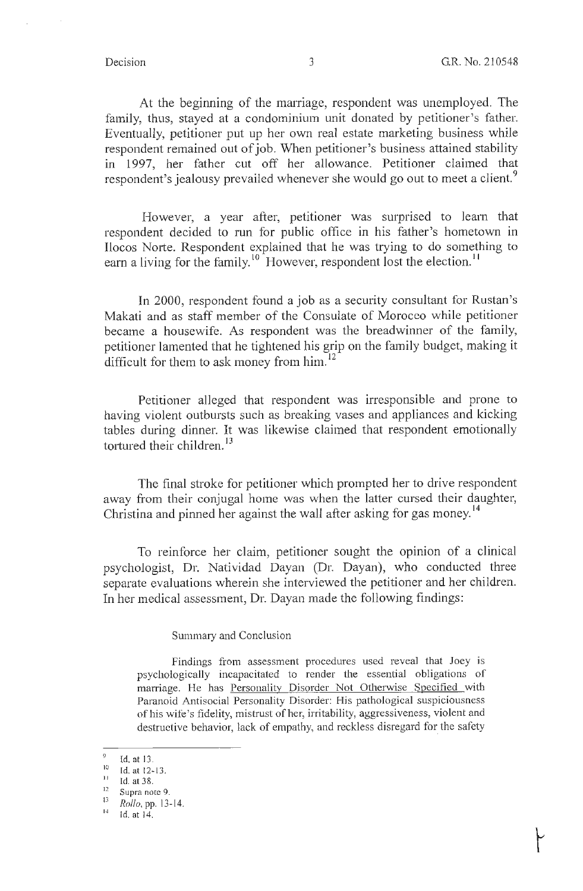At the beginning of the marriage, respondent was unemployed. The family, thus, stayed at a condominium unit donated by petitioner's father. Eventually, petitioner put up her own real estate marketing business while respondent remained out of job. When petitioner's business attained stability in 1997, her father cut off her allowance. Petitioner claimed that respondent's jealousy prevailed whenever she would go out to meet a client.[9]

However, a year after, petitioner was surprised to learn that respondent decided to run for public office in his father's hometown in Ilocos Norte. Respondent explained that he was trying to do something to earn a living for the family.[10] However, respondent lost the election.[11]

In 2000, respondent found a job as a security consultant for Rustan's Makati and as staff member of the Consulate of Morocco while petitioner became a housewife. As respondent was the breadwinner of the family, petitioner lamented that he tightened his grip on the family budget, making it difficult for them to ask money from him.[12]

Petitioner alleged that respondent was irresponsible and prone to having violent outbursts such as breaking vases and appliances and kicking tables during dinner. It was likewise claimed that respondent emotionally tortured their children.[13]

The final stroke for petitioner which prompted her to drive respondent away from their conjugal home was when the latter cursed their daughter, Christina and pinned her against the wall after asking for gas money.[14]

To reinforce her claim, petitioner sought the opinion of a clinical psychologist, Dr. Natividad Dayan (Dr. Dayan), who conducted three separate evaluations wherein she interviewed the petitioner and her children. In her medical assessment, Dr. Dayan made the following findings:

> Summary and Conclusion
>
> Findings from assessment procedures used reveal that Joey is psychologically incapacitated to render the essential obligations of marriage. He has Personality Disorder Not Otherwise Specified with Paranoid Antisocial Personality Disorder: His pathological suspiciousness of his wife's fidelity, mistrust of her, irritability, aggressiveness, violent and destructive behavior, lack of empathy, and reckless disregard for the safety

---

[9] Id. at 13.

[10] Id. at 12-13.

[11] Id. at 38.

[12] Supra note 9.

[13] *Rollo*, pp. 13-14.

[14] Id. at 14.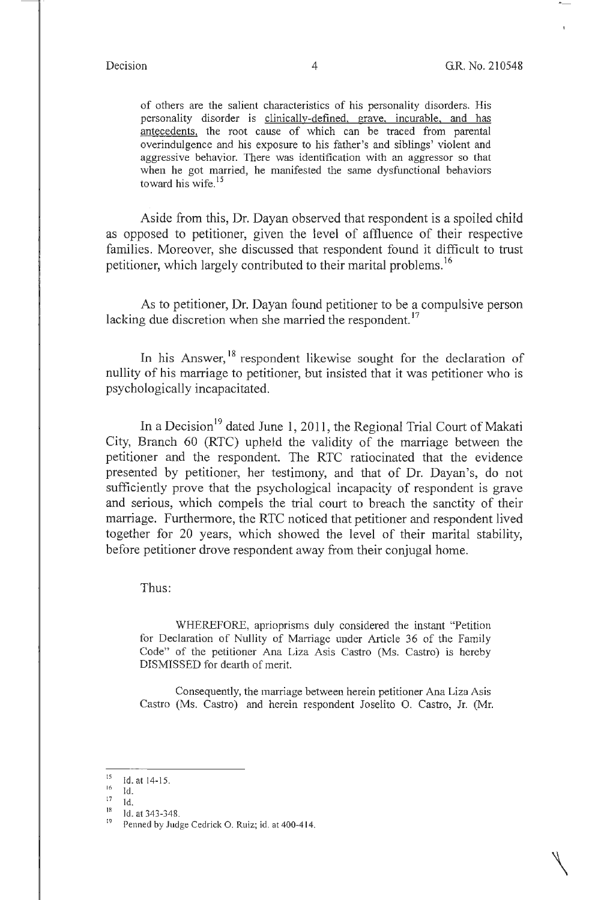of others are the salient characteristics of his personality disorders. His personality disorder is clinically-defined, grave, incurable, and has antecedents, the root cause of which can be traced from parental overindulgence and his exposure to his father's and siblings' violent and aggressive behavior. There was identification with an aggressor so that when he got married, he manifested the same dysfunctional behaviors toward his wife.[15]

Aside from this, Dr. Dayan observed that respondent is a spoiled child as opposed to petitioner, given the level of affluence of their respective families. Moreover, she discussed that respondent found it difficult to trust petitioner, which largely contributed to their marital problems.[16]

As to petitioner, Dr. Dayan found petitioner to be a compulsive person lacking due discretion when she married the respondent.[17]

In his Answer,[18] respondent likewise sought for the declaration of nullity of his marriage to petitioner, but insisted that it was petitioner who is psychologically incapacitated.

In a Decision[19] dated June 1, 2011, the Regional Trial Court of Makati City, Branch 60 (RTC) upheld the validity of the marriage between the petitioner and the respondent. The RTC ratiocinated that the evidence presented by petitioner, her testimony, and that of Dr. Dayan's, do not sufficiently prove that the psychological incapacity of respondent is grave and serious, which compels the trial court to breach the sanctity of their marriage. Furthermore, the RTC noticed that petitioner and respondent lived together for 20 years, which showed the level of their marital stability, before petitioner drove respondent away from their conjugal home.

Thus:

WHEREFORE, aprioprisms duly considered the instant "Petition for Declaration of Nullity of Marriage under Article 36 of the Family Code" of the petitioner Ana Liza Asis Castro (Ms. Castro) is hereby DISMISSED for dearth of merit.

Consequently, the marriage between herein petitioner Ana Liza Asis Castro (Ms. Castro) and herein respondent Joselito O. Castro, Jr. (Mr.

---

[15] Id. at 14-15.

[16] Id.

[17] Id.

[18] Id. at 343-348.

[19] Penned by Judge Cedrick O. Ruiz; id. at 400-414.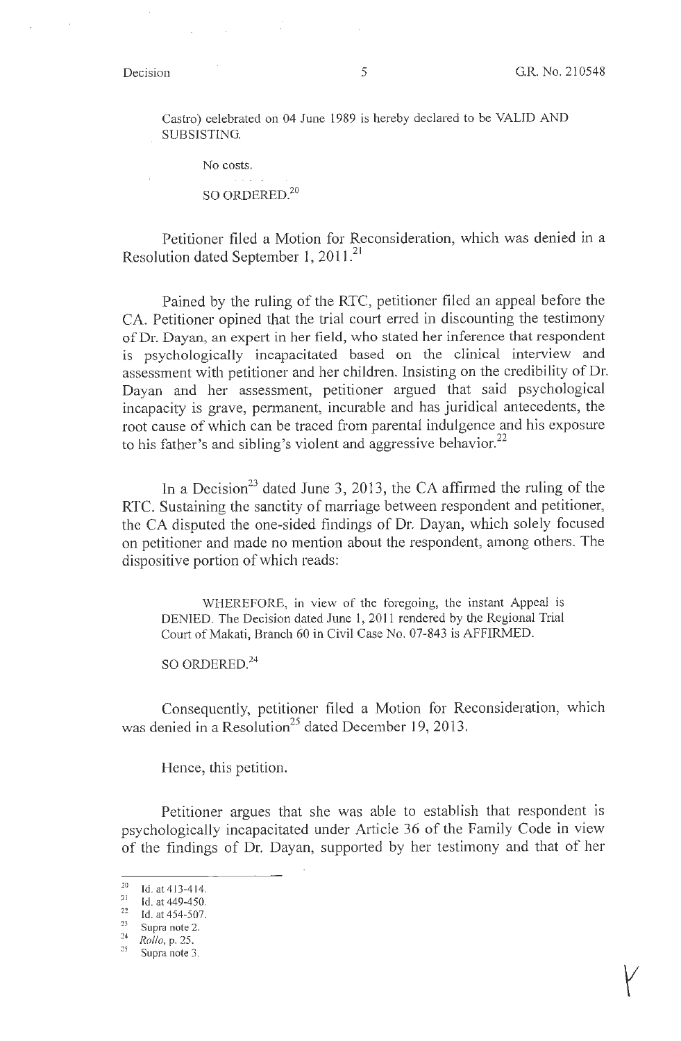Castro) celebrated on 04 June 1989 is hereby declared to be VALID AND SUBSISTING.

No costs.

SO ORDERED.[20]

Petitioner filed a Motion for Reconsideration, which was denied in a Resolution dated September 1, 2011.[21]

Pained by the ruling of the RTC, petitioner filed an appeal before the CA. Petitioner opined that the trial court erred in discounting the testimony of Dr. Dayan, an expert in her field, who stated her inference that respondent is psychologically incapacitated based on the clinical interview and assessment with petitioner and her children. Insisting on the credibility of Dr. Dayan and her assessment, petitioner argued that said psychological incapacity is grave, permanent, incurable and has juridical antecedents, the root cause of which can be traced from parental indulgence and his exposure to his father's and sibling's violent and aggressive behavior.[22]

In a Decision[23] dated June 3, 2013, the CA affirmed the ruling of the RTC. Sustaining the sanctity of marriage between respondent and petitioner, the CA disputed the one-sided findings of Dr. Dayan, which solely focused on petitioner and made no mention about the respondent, among others. The dispositive portion of which reads:

> WHEREFORE, in view of the foregoing, the instant Appeal is DENIED. The Decision dated June 1, 2011 rendered by the Regional Trial Court of Makati, Branch 60 in Civil Case No. 07-843 is AFFIRMED.
>
> SO ORDERED.[24]

Consequently, petitioner filed a Motion for Reconsideration, which was denied in a Resolution[25] dated December 19, 2013.

Hence, this petition.

Petitioner argues that she was able to establish that respondent is psychologically incapacitated under Article 36 of the Family Code in view of the findings of Dr. Dayan, supported by her testimony and that of her

---

[20] Id. at 413-414.

[21] Id. at 449-450.

[22] Id. at 454-507.

[23] Supra note 2.

[24] *Rollo*, p. 25.

[25] Supra note 3.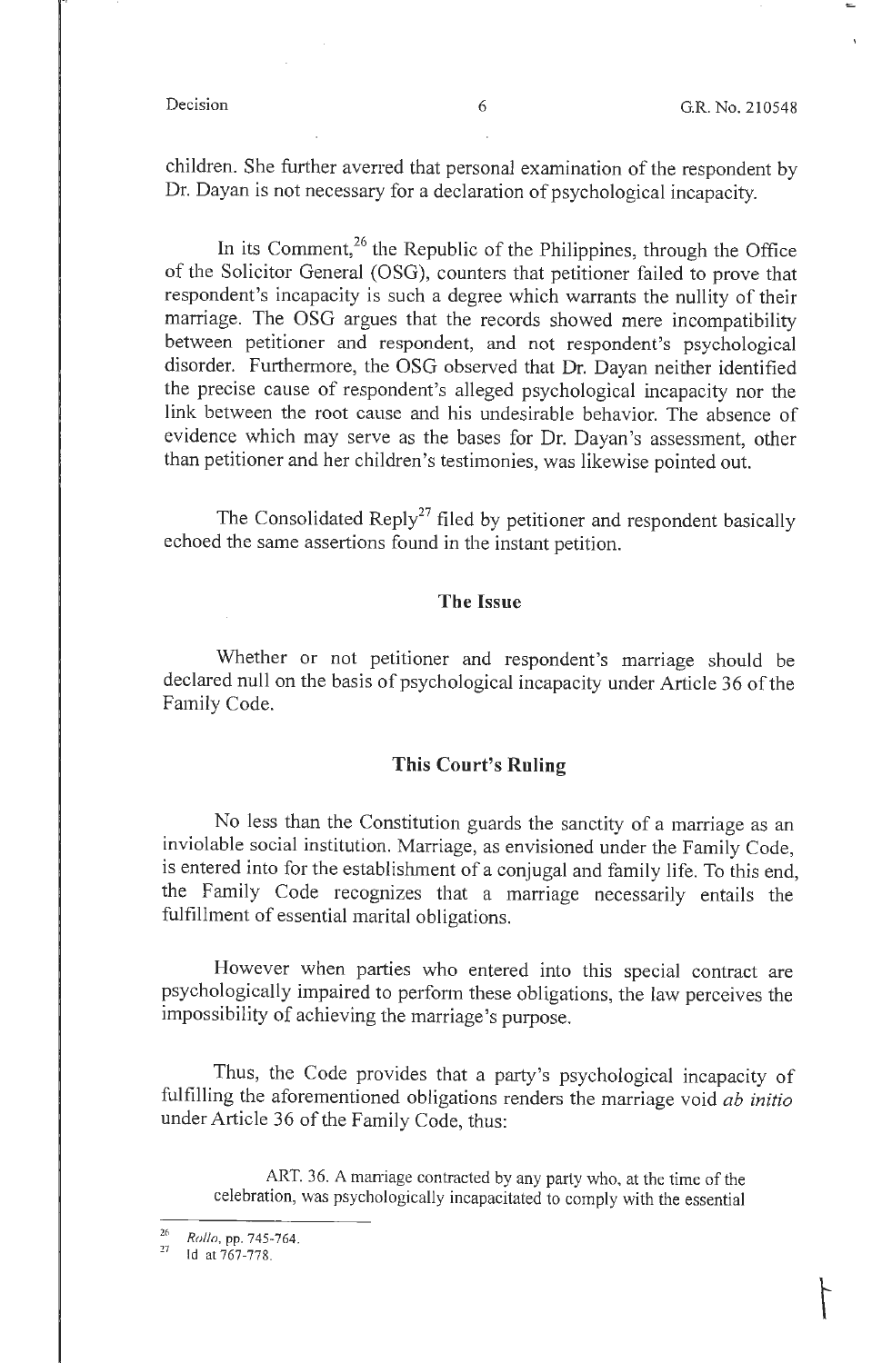children. She further averred that personal examination of the respondent by Dr. Dayan is not necessary for a declaration of psychological incapacity.

In its Comment,[26] the Republic of the Philippines, through the Office of the Solicitor General (OSG), counters that petitioner failed to prove that respondent's incapacity is such a degree which warrants the nullity of their marriage. The OSG argues that the records showed mere incompatibility between petitioner and respondent, and not respondent's psychological disorder. Furthermore, the OSG observed that Dr. Dayan neither identified the precise cause of respondent's alleged psychological incapacity nor the link between the root cause and his undesirable behavior. The absence of evidence which may serve as the bases for Dr. Dayan's assessment, other than petitioner and her children's testimonies, was likewise pointed out.

The Consolidated Reply[27] filed by petitioner and respondent basically echoed the same assertions found in the instant petition.

## The Issue

Whether or not petitioner and respondent's marriage should be declared null on the basis of psychological incapacity under Article 36 of the Family Code.

## This Court's Ruling

No less than the Constitution guards the sanctity of a marriage as an inviolable social institution. Marriage, as envisioned under the Family Code, is entered into for the establishment of a conjugal and family life. To this end, the Family Code recognizes that a marriage necessarily entails the fulfillment of essential marital obligations.

However when parties who entered into this special contract are psychologically impaired to perform these obligations, the law perceives the impossibility of achieving the marriage's purpose.

Thus, the Code provides that a party's psychological incapacity of fulfilling the aforementioned obligations renders the marriage void *ab initio* under Article 36 of the Family Code, thus:

> ART. 36. A marriage contracted by any party who, at the time of the celebration, was psychologically incapacitated to comply with the essential

---

[26] *Rollo*, pp. 745-764.

[27] Id at 767-778.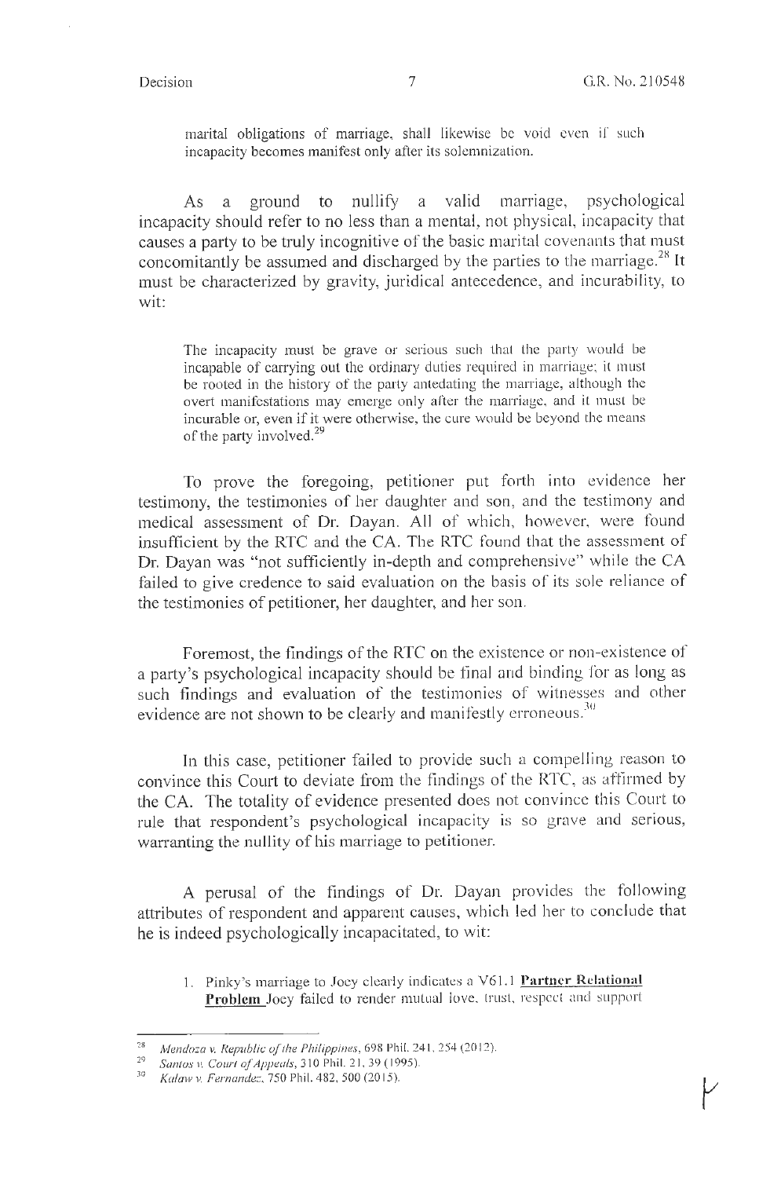marital obligations of marriage, shall likewise be void even if such incapacity becomes manifest only after its solemnization.

As a ground to nullify a valid marriage, psychological incapacity should refer to no less than a mental, not physical, incapacity that causes a party to be truly incognitive of the basic marital covenants that must concomitantly be assumed and discharged by the parties to the marriage.[28] It must be characterized by gravity, juridical antecedence, and incurability, to wit:

> The incapacity must be grave or serious such that the party would be incapable of carrying out the ordinary duties required in marriage; it must be rooted in the history of the party antedating the marriage, although the overt manifestations may emerge only after the marriage, and it must be incurable or, even if it were otherwise, the cure would be beyond the means of the party involved.[29]

To prove the foregoing, petitioner put forth into evidence her testimony, the testimonies of her daughter and son, and the testimony and medical assessment of Dr. Dayan. All of which, however, were found insufficient by the RTC and the CA. The RTC found that the assessment of Dr. Dayan was "not sufficiently in-depth and comprehensive" while the CA failed to give credence to said evaluation on the basis of its sole reliance of the testimonies of petitioner, her daughter, and her son.

Foremost, the findings of the RTC on the existence or non-existence of a party's psychological incapacity should be final and binding for as long as such findings and evaluation of the testimonies of witnesses and other evidence are not shown to be clearly and manifestly erroneous.[30]

In this case, petitioner failed to provide such a compelling reason to convince this Court to deviate from the findings of the RTC, as affirmed by the CA. The totality of evidence presented does not convince this Court to rule that respondent's psychological incapacity is so grave and serious, warranting the nullity of his marriage to petitioner.

A perusal of the findings of Dr. Dayan provides the following attributes of respondent and apparent causes, which led her to conclude that he is indeed psychologically incapacitated, to wit:

> 1. Pinky's marriage to Joey clearly indicates a V61.1 **Partner Relational Problem** Joey failed to render mutual love, trust, respect and support

---

[28] *Mendoza v. Republic of the Philippines*, 698 Phil. 241, 254 (2012).

[29] *Santos v. Court of Appeals*, 310 Phil. 21, 39 (1995).

[30] *Kalaw v. Fernandez*, 750 Phil. 482, 500 (2015).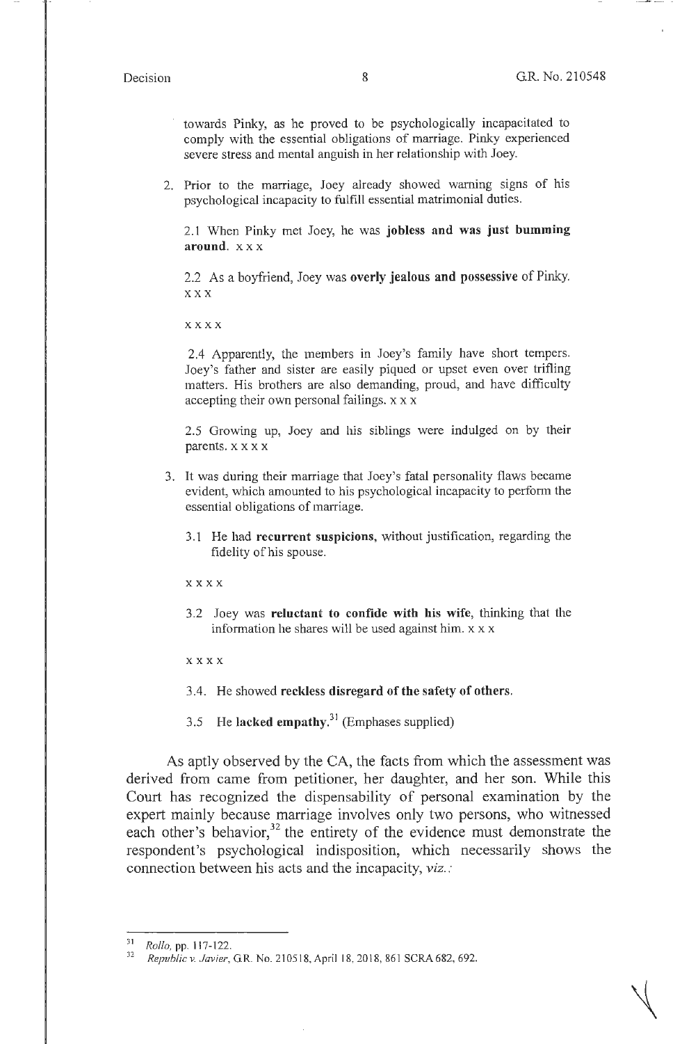towards Pinky, as he proved to be psychologically incapacitated to comply with the essential obligations of marriage. Pinky experienced severe stress and mental anguish in her relationship with Joey.

2. Prior to the marriage, Joey already showed warning signs of his psychological incapacity to fulfill essential matrimonial duties.

   2.1 When Pinky met Joey, he was **jobless and was just bumming around.** x x x

   2.2 As a boyfriend, Joey was **overly jealous and possessive** of Pinky. x x x

   x x x x

   2.4 Apparently, the members in Joey's family have short tempers. Joey's father and sister are easily piqued or upset even over trifling matters. His brothers are also demanding, proud, and have difficulty accepting their own personal failings. x x x

   2.5 Growing up, Joey and his siblings were indulged on by their parents. x x x x

3. It was during their marriage that Joey's fatal personality flaws became evident, which amounted to his psychological incapacity to perform the essential obligations of marriage.

   3.1 He had **recurrent suspicions,** without justification, regarding the fidelity of his spouse.

   x x x x

   3.2 Joey was **reluctant to confide with his wife,** thinking that the information he shares will be used against him. x x x

   x x x x

   3.4. He showed **reckless disregard of the safety of others.**

   3.5 He **lacked empathy.**[31] (Emphases supplied)

As aptly observed by the CA, the facts from which the assessment was derived from came from petitioner, her daughter, and her son. While this Court has recognized the dispensability of personal examination by the expert mainly because marriage involves only two persons, who witnessed each other's behavior,[32] the entirety of the evidence must demonstrate the respondent's psychological indisposition, which necessarily shows the connection between his acts and the incapacity, *viz.*:

---

[31] *Rollo*, pp. 117-122.

[32] *Republic v. Javier*, G.R. No. 210518, April 18, 2018, 861 SCRA 682, 692.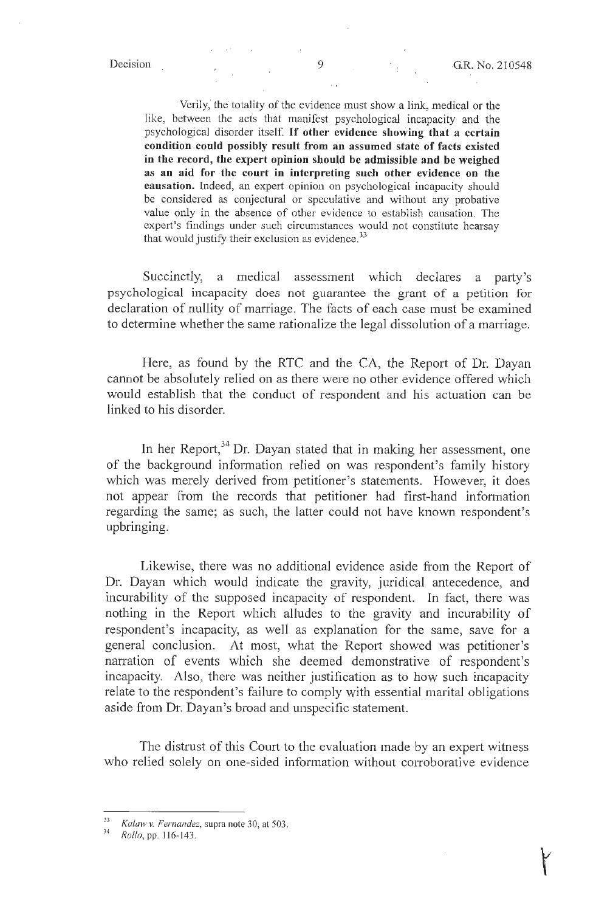> Verily, the totality of the evidence must show a link, medical or the like, between the acts that manifest psychological incapacity and the psychological disorder itself. **If other evidence showing that a certain condition could possibly result from an assumed state of facts existed in the record, the expert opinion should be admissible and be weighed as an aid for the court in interpreting such other evidence on the causation.** Indeed, an expert opinion on psychological incapacity should be considered as conjectural or speculative and without any probative value only in the absence of other evidence to establish causation. The expert's findings under such circumstances would not constitute hearsay that would justify their exclusion as evidence.[33]

Succinctly, a medical assessment which declares a party's psychological incapacity does not guarantee the grant of a petition for declaration of nullity of marriage. The facts of each case must be examined to determine whether the same rationalize the legal dissolution of a marriage.

Here, as found by the RTC and the CA, the Report of Dr. Dayan cannot be absolutely relied on as there were no other evidence offered which would establish that the conduct of respondent and his actuation can be linked to his disorder.

In her Report,[34] Dr. Dayan stated that in making her assessment, one of the background information relied on was respondent's family history which was merely derived from petitioner's statements. However, it does not appear from the records that petitioner had first-hand information regarding the same; as such, the latter could not have known respondent's upbringing.

Likewise, there was no additional evidence aside from the Report of Dr. Dayan which would indicate the gravity, juridical antecedence, and incurability of the supposed incapacity of respondent. In fact, there was nothing in the Report which alludes to the gravity and incurability of respondent's incapacity, as well as explanation for the same, save for a general conclusion. At most, what the Report showed was petitioner's narration of events which she deemed demonstrative of respondent's incapacity. Also, there was neither justification as to how such incapacity relate to the respondent's failure to comply with essential marital obligations aside from Dr. Dayan's broad and unspecific statement.

The distrust of this Court to the evaluation made by an expert witness who relied solely on one-sided information without corroborative evidence

---

[33] *Kalaw v. Fernandez*, supra note 30, at 503.

[34] *Rollo*, pp. 116-143.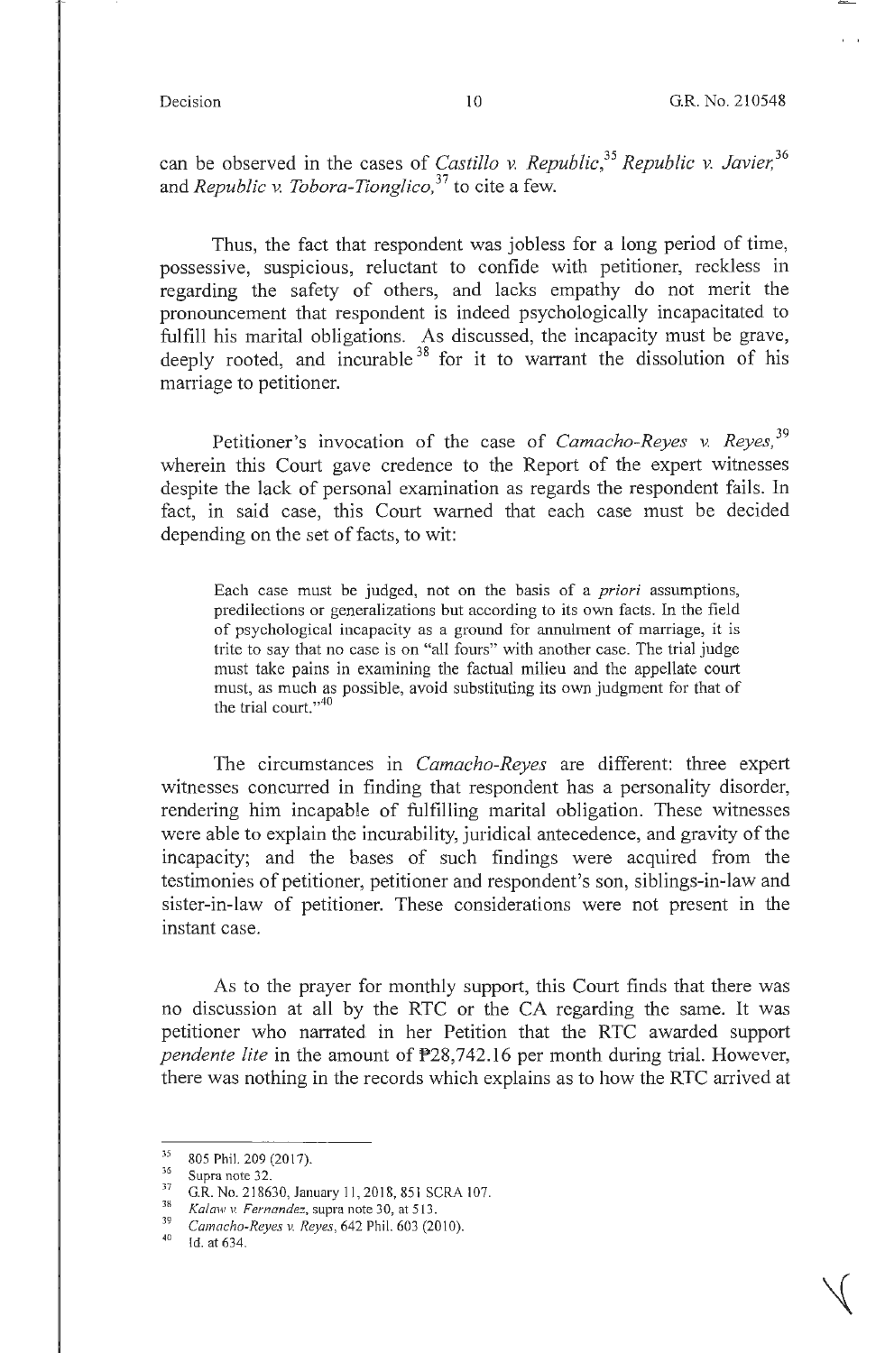can be observed in the cases of *Castillo v. Republic*,[35] *Republic v. Javier*,[36] and *Republic v. Tobora-Tionglico*,[37] to cite a few.

Thus, the fact that respondent was jobless for a long period of time, possessive, suspicious, reluctant to confide with petitioner, reckless in regarding the safety of others, and lacks empathy do not merit the pronouncement that respondent is indeed psychologically incapacitated to fulfill his marital obligations. As discussed, the incapacity must be grave, deeply rooted, and incurable[38] for it to warrant the dissolution of his marriage to petitioner.

Petitioner's invocation of the case of *Camacho-Reyes v. Reyes*,[39] wherein this Court gave credence to the Report of the expert witnesses despite the lack of personal examination as regards the respondent fails. In fact, in said case, this Court warned that each case must be decided depending on the set of facts, to wit:

> Each case must be judged, not on the basis of a *priori* assumptions, predilections or generalizations but according to its own facts. In the field of psychological incapacity as a ground for annulment of marriage, it is trite to say that no case is on "all fours" with another case. The trial judge must take pains in examining the factual milieu and the appellate court must, as much as possible, avoid substituting its own judgment for that of the trial court."[40]

The circumstances in *Camacho-Reyes* are different: three expert witnesses concurred in finding that respondent has a personality disorder, rendering him incapable of fulfilling marital obligation. These witnesses were able to explain the incurability, juridical antecedence, and gravity of the incapacity; and the bases of such findings were acquired from the testimonies of petitioner, petitioner and respondent's son, siblings-in-law and sister-in-law of petitioner. These considerations were not present in the instant case.

As to the prayer for monthly support, this Court finds that there was no discussion at all by the RTC or the CA regarding the same. It was petitioner who narrated in her Petition that the RTC awarded support *pendente lite* in the amount of ₱28,742.16 per month during trial. However, there was nothing in the records which explains as to how the RTC arrived at

---

[35] 805 Phil. 209 (2017).

[36] Supra note 32.

[37] G.R. No. 218630, January 11, 2018, 851 SCRA 107.

[38] *Kalaw v. Fernandez*, supra note 30, at 513.

[39] *Camacho-Reyes v. Reyes*, 642 Phil. 603 (2010).

[40] Id. at 634.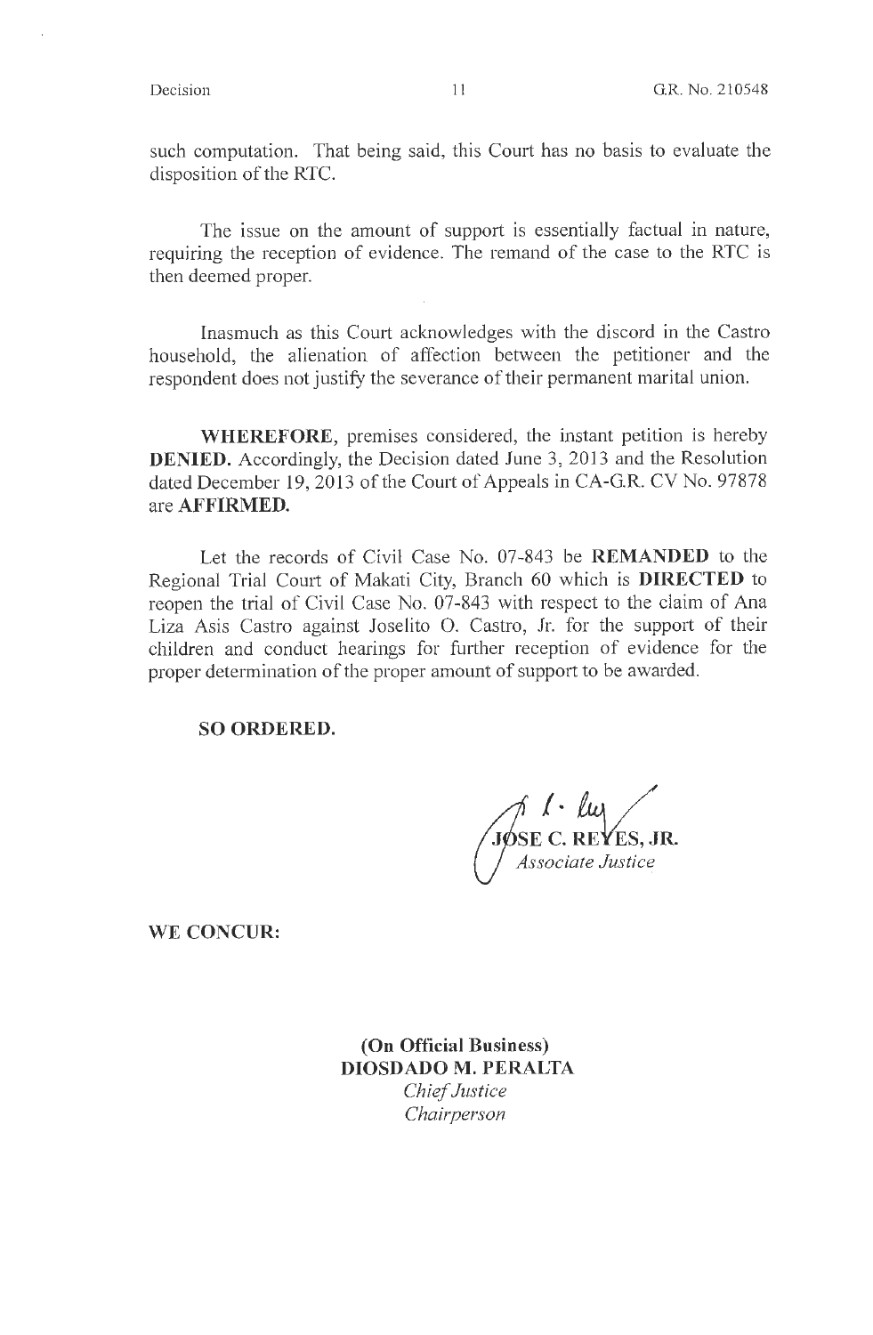such computation. That being said, this Court has no basis to evaluate the disposition of the RTC.

The issue on the amount of support is essentially factual in nature, requiring the reception of evidence. The remand of the case to the RTC is then deemed proper.

Inasmuch as this Court acknowledges with the discord in the Castro household, the alienation of affection between the petitioner and the respondent does not justify the severance of their permanent marital union.

**WHEREFORE**, premises considered, the instant petition is hereby **DENIED.** Accordingly, the Decision dated June 3, 2013 and the Resolution dated December 19, 2013 of the Court of Appeals in CA-G.R. CV No. 97878 are **AFFIRMED.**

Let the records of Civil Case No. 07-843 be **REMANDED** to the Regional Trial Court of Makati City, Branch 60 which is **DIRECTED** to reopen the trial of Civil Case No. 07-843 with respect to the claim of Ana Liza Asis Castro against Joselito O. Castro, Jr. for the support of their children and conduct hearings for further reception of evidence for the proper determination of the proper amount of support to be awarded.

**SO ORDERED.**

**JOSE C. REYES, JR.**
*Associate Justice*

**WE CONCUR:**

**(On Official Business)**
**DIOSDADO M. PERALTA**
*Chief Justice*
*Chairperson*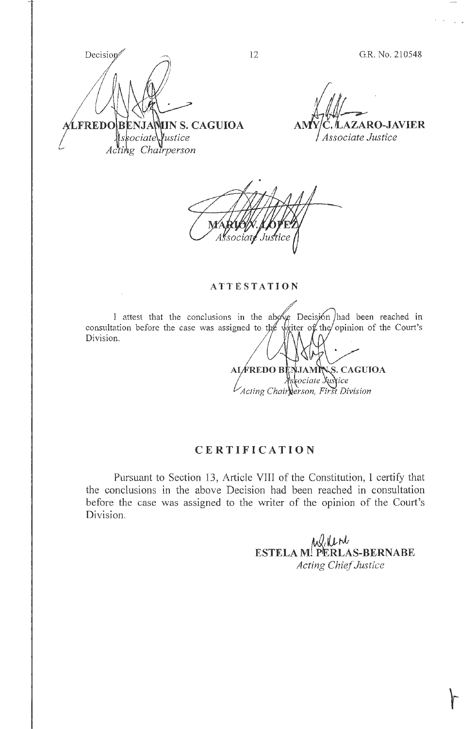**ALFREDO BENJAMIN S. CAGUIOA**
*Associate Justice*
*Acting Chairperson*

**AMY C. LAZARO-JAVIER**
*Associate Justice*

**MARIO V. LOPEZ**
*Associate Justice*

## ATTESTATION

I attest that the conclusions in the above Decision had been reached in consultation before the case was assigned to the writer of the opinion of the Court's Division.

**ALFREDO BENJAMIN S. CAGUIOA**
*Associate Justice*
*Acting Chairperson, First Division*

## CERTIFICATION

Pursuant to Section 13, Article VIII of the Constitution, I certify that the conclusions in the above Decision had been reached in consultation before the case was assigned to the writer of the opinion of the Court's Division.

**ESTELA M. PERLAS-BERNABE**
*Acting Chief Justice*